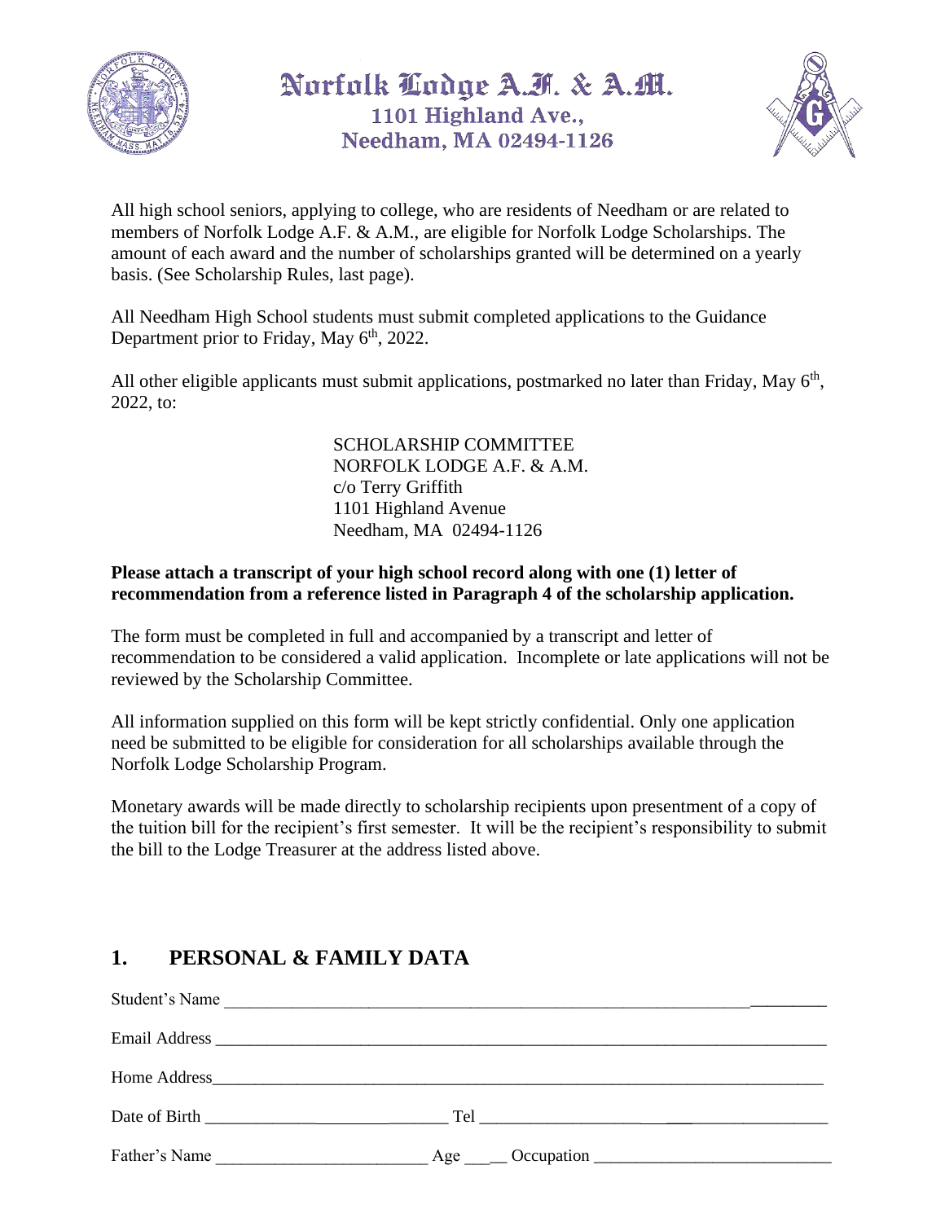# Norfolk Lodge A.F. & A.M.

**1101 Highland Ave.,**
**Needham, MA 02494-1126**

All high school seniors, applying to college, who are residents of Needham or are related to members of Norfolk Lodge A.F. & A.M., are eligible for Norfolk Lodge Scholarships. The amount of each award and the number of scholarships granted will be determined on a yearly basis. (See Scholarship Rules, last page).

All Needham High School students must submit completed applications to the Guidance Department prior to Friday, May 6th, 2022.

All other eligible applicants must submit applications, postmarked no later than Friday, May 6th, 2022, to:

SCHOLARSHIP COMMITTEE
NORFOLK LODGE A.F. & A.M.
c/o Terry Griffith
1101 Highland Avenue
Needham, MA 02494-1126

**Please attach a transcript of your high school record along with one (1) letter of recommendation from a reference listed in Paragraph 4 of the scholarship application.**

The form must be completed in full and accompanied by a transcript and letter of recommendation to be considered a valid application. Incomplete or late applications will not be reviewed by the Scholarship Committee.

All information supplied on this form will be kept strictly confidential. Only one application need be submitted to be eligible for consideration for all scholarships available through the Norfolk Lodge Scholarship Program.

Monetary awards will be made directly to scholarship recipients upon presentment of a copy of the tuition bill for the recipient's first semester. It will be the recipient's responsibility to submit the bill to the Lodge Treasurer at the address listed above.

## 1. PERSONAL & FAMILY DATA

Student's Name ________________________________________________

Email Address ________________________________________________

Home Address ________________________________________________

Date of Birth ______________________ Tel ______________________

Father's Name ______________________ Age _____ Occupation ______________________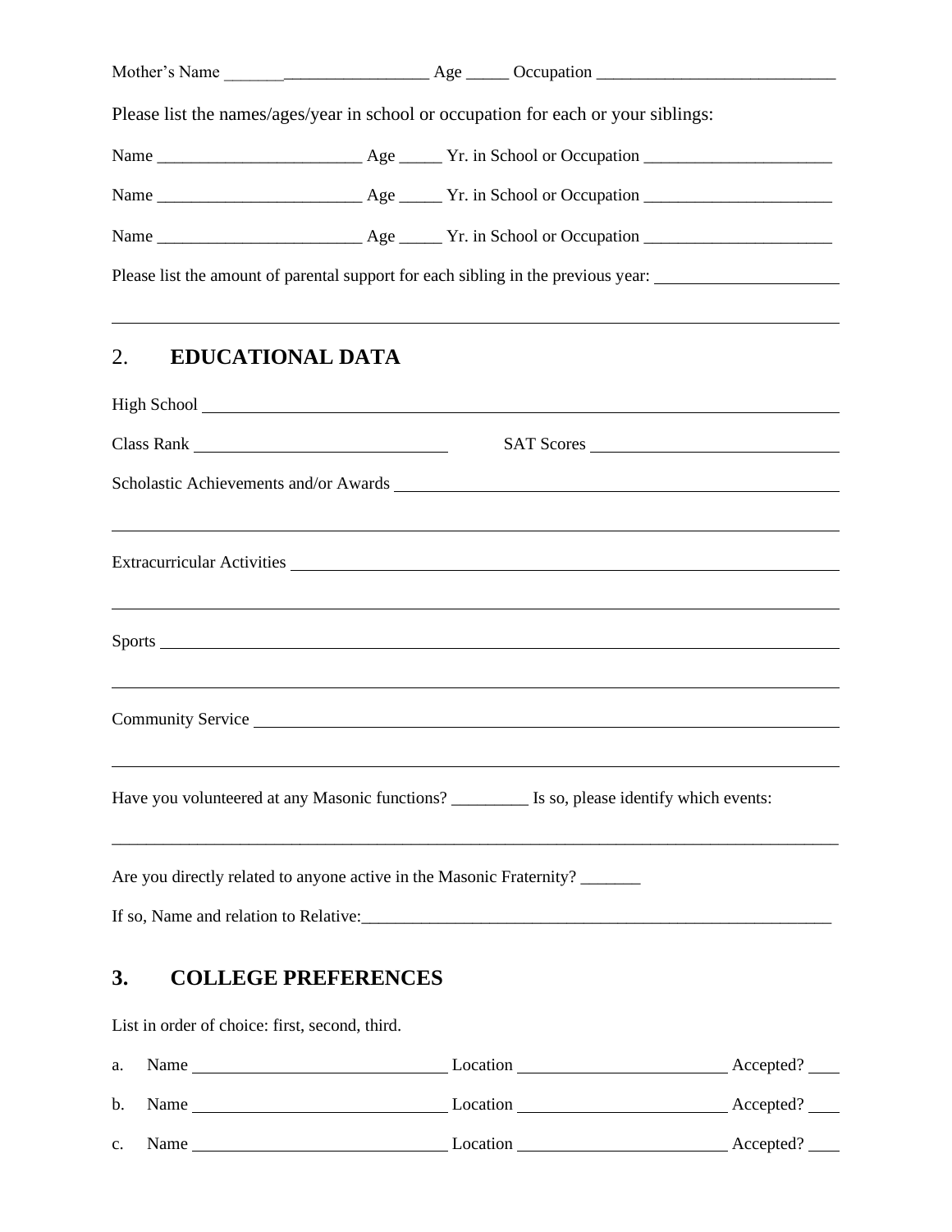Mother's Name ________________________ Age _____ Occupation ____________________________

Please list the names/ages/year in school or occupation for each or your siblings:

Name ________________________ Age _____ Yr. in School or Occupation ______________________

Name ________________________ Age _____ Yr. in School or Occupation ______________________

Name ________________________ Age _____ Yr. in School or Occupation ______________________

Please list the amount of parental support for each sibling in the previous year: ______________________

________________________________________________________________________________

## 2. EDUCATIONAL DATA

High School ________________________________________________________________________

Class Rank ______________________________ SAT Scores ______________________________

Scholastic Achievements and/or Awards ____________________________________________________

________________________________________________________________________________

Extracurricular Activities ______________________________________________________________

________________________________________________________________________________

Sports ____________________________________________________________________________

________________________________________________________________________________

Community Service _________________________________________________________________

________________________________________________________________________________

Have you volunteered at any Masonic functions? _________ Is so, please identify which events:

________________________________________________________________________________

Are you directly related to anyone active in the Masonic Fraternity? _______

If so, Name and relation to Relative:_________________________________________________________

## 3. COLLEGE PREFERENCES

List in order of choice: first, second, third.

a. Name ______________________________ Location ________________________ Accepted? ____

b. Name ______________________________ Location ________________________ Accepted? ____

c. Name ______________________________ Location ________________________ Accepted? ____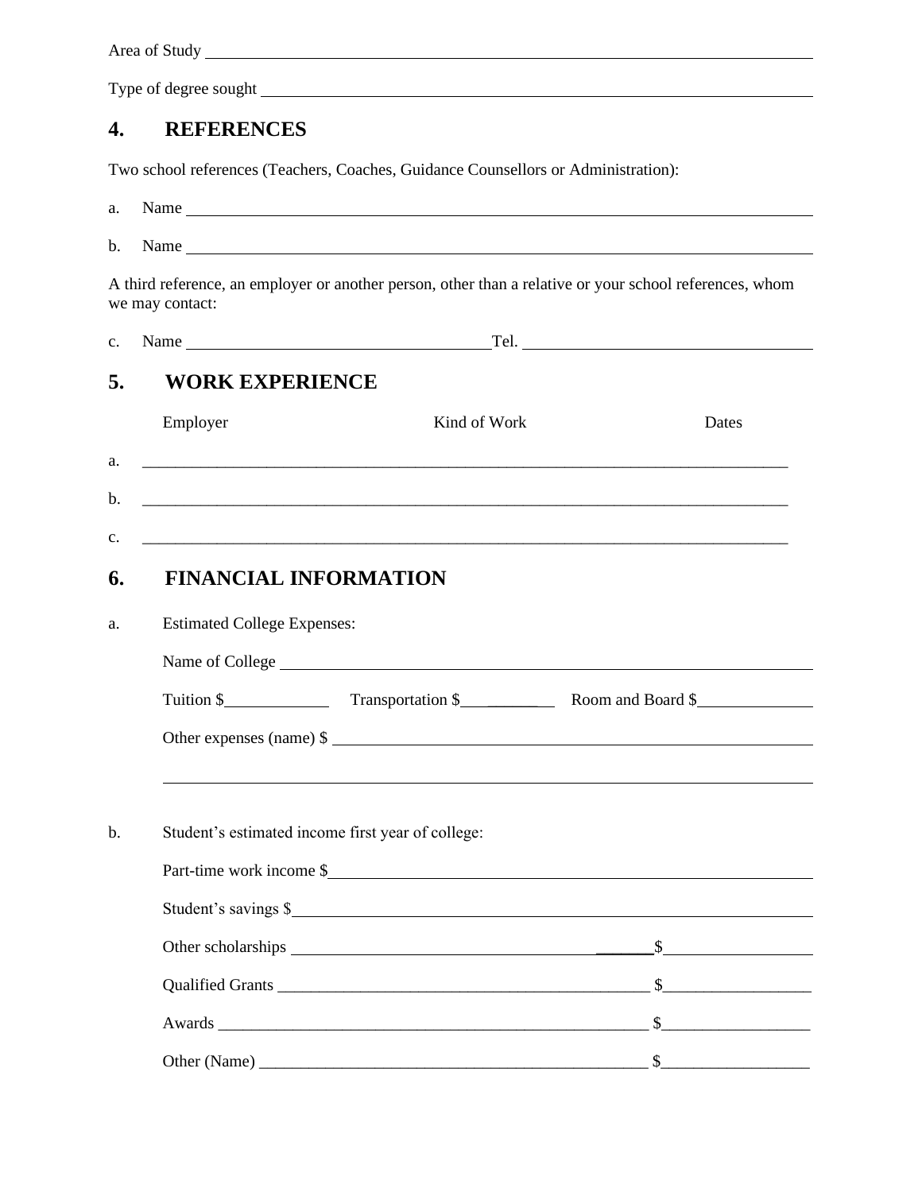Area of Study ____________________________________________________________

Type of degree sought ____________________________________________________________

## 4. REFERENCES

Two school references (Teachers, Coaches, Guidance Counsellors or Administration):

a. Name ____________________________________________________________

b. Name ____________________________________________________________

A third reference, an employer or another person, other than a relative or your school references, whom we may contact:

c. Name ______________________________ Tel. ______________________________

## 5. WORK EXPERIENCE

| | Employer | Kind of Work | Dates |
|---|---|---|---|
| a. | | | |
| b. | | | |
| c. | | | |

## 6. FINANCIAL INFORMATION

a. Estimated College Expenses:

Name of College ____________________________________________________________

Tuition $__________ Transportation $__________ Room and Board $__________

Other expenses (name) $ ____________________________________________________________

____________________________________________________________

b. Student's estimated income first year of college:

Part-time work income $____________________________________________________________

Student's savings $____________________________________________________________

Other scholarships ______________________________ $__________________

Qualified Grants ______________________________ $__________________

Awards ______________________________ $__________________

Other (Name) ______________________________ $__________________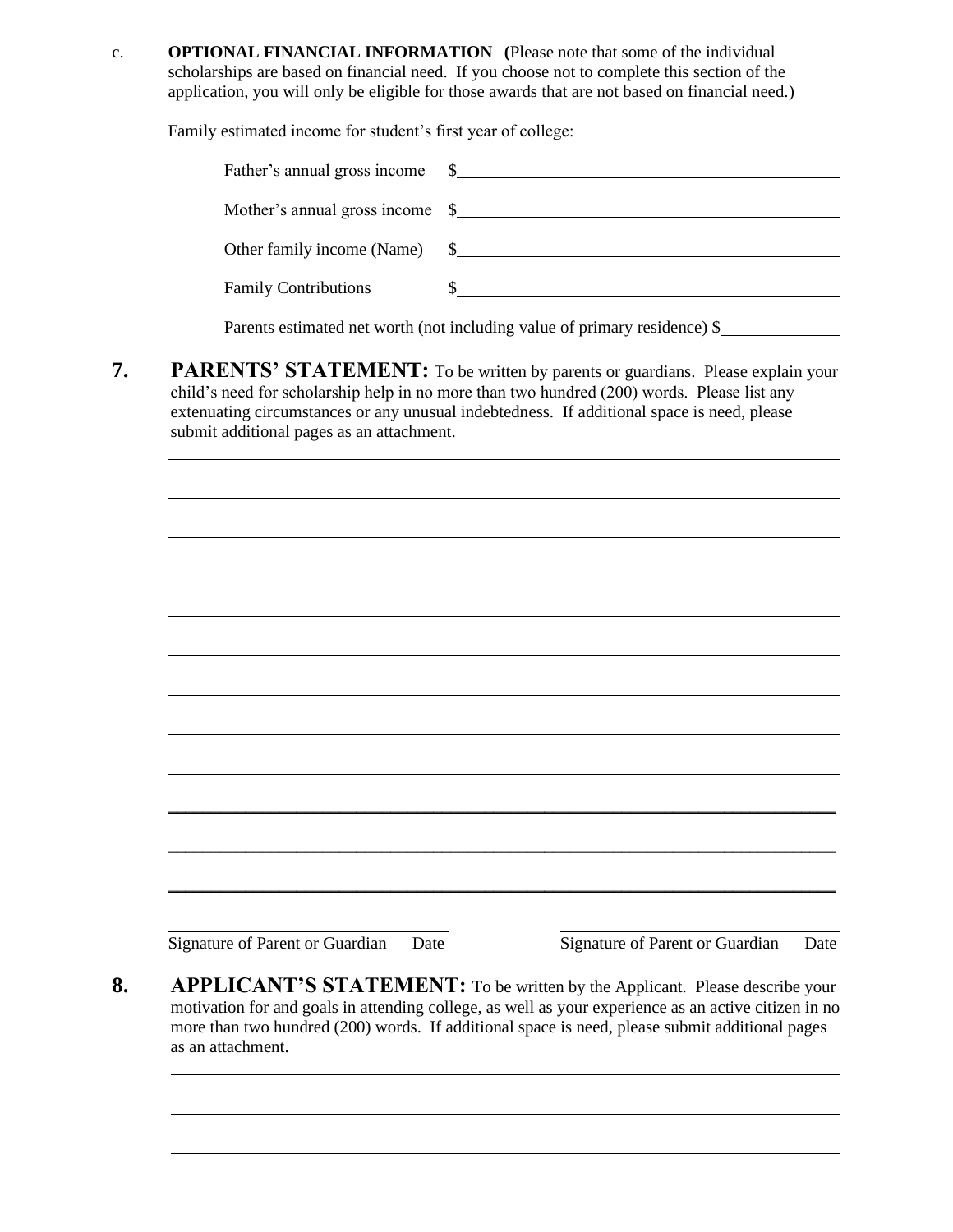c. **OPTIONAL FINANCIAL INFORMATION (**Please note that some of the individual scholarships are based on financial need. If you choose not to complete this section of the application, you will only be eligible for those awards that are not based on financial need.)

Family estimated income for student's first year of college:

Father's annual gross income $\_\_\_\_\_\_\_\_\_\_\_\_\_\_\_\_\_\_\_\_\_\_\_\_\_\_\_\_\_\_

Mother's annual gross income $\_\_\_\_\_\_\_\_\_\_\_\_\_\_\_\_\_\_\_\_\_\_\_\_\_\_\_\_\_\_

Other family income (Name) $\_\_\_\_\_\_\_\_\_\_\_\_\_\_\_\_\_\_\_\_\_\_\_\_\_\_\_\_\_\_

Family Contributions $\_\_\_\_\_\_\_\_\_\_\_\_\_\_\_\_\_\_\_\_\_\_\_\_\_\_\_\_\_\_

Parents estimated net worth (not including value of primary residence) $\_\_\_\_\_\_\_\_\_\_\_\_

**7. PARENTS' STATEMENT:** To be written by parents or guardians. Please explain your child's need for scholarship help in no more than two hundred (200) words. Please list any extenuating circumstances or any unusual indebtedness. If additional space is need, please submit additional pages as an attachment.

\_\_\_\_\_\_\_\_\_\_\_\_\_\_\_\_\_\_\_\_\_\_\_\_\_\_\_\_\_\_\_\_\_\_\_\_\_\_\_\_\_\_\_\_\_\_\_\_\_\_\_\_\_\_\_\_\_\_\_\_

\_\_\_\_\_\_\_\_\_\_\_\_\_\_\_\_\_\_\_\_\_\_\_\_\_\_\_\_\_\_\_\_\_\_\_\_\_\_\_\_\_\_\_\_\_\_\_\_\_\_\_\_\_\_\_\_\_\_\_\_

\_\_\_\_\_\_\_\_\_\_\_\_\_\_\_\_\_\_\_\_\_\_\_\_\_\_\_\_\_\_\_\_\_\_\_\_\_\_\_\_\_\_\_\_\_\_\_\_\_\_\_\_\_\_\_\_\_\_\_\_

\_\_\_\_\_\_\_\_\_\_\_\_\_\_\_\_\_\_\_\_\_\_\_\_\_\_\_\_\_\_\_\_\_\_\_\_\_\_\_\_\_\_\_\_\_\_\_\_\_\_\_\_\_\_\_\_\_\_\_\_

\_\_\_\_\_\_\_\_\_\_\_\_\_\_\_\_\_\_\_\_\_\_\_\_\_\_\_\_\_\_\_\_\_\_\_\_\_\_\_\_\_\_\_\_\_\_\_\_\_\_\_\_\_\_\_\_\_\_\_\_

\_\_\_\_\_\_\_\_\_\_\_\_\_\_\_\_\_\_\_\_\_\_\_\_\_\_\_\_\_\_\_\_\_\_\_\_\_\_\_\_\_\_\_\_\_\_\_\_\_\_\_\_\_\_\_\_\_\_\_\_

\_\_\_\_\_\_\_\_\_\_\_\_\_\_\_\_\_\_\_\_\_\_\_\_\_\_\_\_\_\_\_\_\_\_\_\_\_\_\_\_\_\_\_\_\_\_\_\_\_\_\_\_\_\_\_\_\_\_\_\_

\_\_\_\_\_\_\_\_\_\_\_\_\_\_\_\_\_\_\_\_\_\_\_\_\_\_\_\_\_\_\_\_\_\_\_\_\_\_\_\_\_\_\_\_\_\_\_\_\_\_\_\_\_\_\_\_\_\_\_\_

\_\_\_\_\_\_\_\_\_\_\_\_\_\_\_\_\_\_\_\_\_\_\_\_\_\_\_\_\_\_\_\_\_\_\_\_\_\_\_\_\_\_\_\_\_\_\_\_\_\_\_\_\_\_\_\_\_\_\_\_

\_\_\_\_\_\_\_\_\_\_\_\_\_\_\_\_\_\_\_\_\_\_\_\_\_\_\_\_\_\_\_\_\_\_\_\_\_\_\_\_\_\_\_\_\_\_\_\_\_\_\_\_\_\_\_\_\_\_\_\_

\_\_\_\_\_\_\_\_\_\_\_\_\_\_\_\_\_\_\_\_\_\_\_\_\_\_\_\_\_\_\_\_\_\_\_\_\_\_\_\_\_\_\_\_\_\_\_\_\_\_\_\_\_\_\_\_\_\_\_\_

\_\_\_\_\_\_\_\_\_\_\_\_\_\_\_\_\_\_\_\_\_\_\_\_\_\_\_\_\_\_\_\_\_\_\_\_\_\_\_\_\_\_\_\_\_\_\_\_\_\_\_\_\_\_\_\_\_\_\_\_

\_\_\_\_\_\_\_\_\_\_\_\_\_\_\_\_\_\_\_\_\_\_\_\_\_\_\_\_ \_\_\_\_\_\_\_\_\_\_\_\_\_\_\_\_\_\_\_\_\_\_\_\_\_\_\_\_

Signature of Parent or Guardian Date Signature of Parent or Guardian Date

**8. APPLICANT'S STATEMENT:** To be written by the Applicant. Please describe your motivation for and goals in attending college, as well as your experience as an active citizen in no more than two hundred (200) words. If additional space is need, please submit additional pages as an attachment.

\_\_\_\_\_\_\_\_\_\_\_\_\_\_\_\_\_\_\_\_\_\_\_\_\_\_\_\_\_\_\_\_\_\_\_\_\_\_\_\_\_\_\_\_\_\_\_\_\_\_\_\_\_\_\_\_\_\_\_\_

\_\_\_\_\_\_\_\_\_\_\_\_\_\_\_\_\_\_\_\_\_\_\_\_\_\_\_\_\_\_\_\_\_\_\_\_\_\_\_\_\_\_\_\_\_\_\_\_\_\_\_\_\_\_\_\_\_\_\_\_

\_\_\_\_\_\_\_\_\_\_\_\_\_\_\_\_\_\_\_\_\_\_\_\_\_\_\_\_\_\_\_\_\_\_\_\_\_\_\_\_\_\_\_\_\_\_\_\_\_\_\_\_\_\_\_\_\_\_\_\_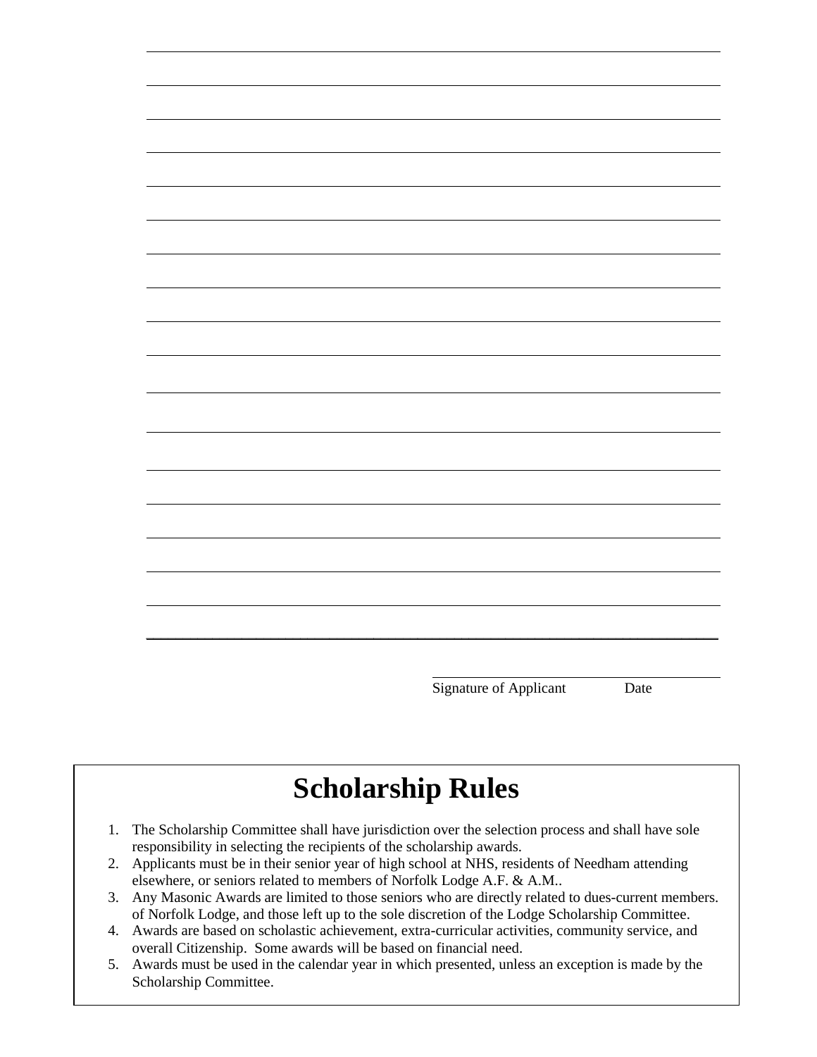Signature of Applicant Date

# Scholarship Rules

1. The Scholarship Committee shall have jurisdiction over the selection process and shall have sole responsibility in selecting the recipients of the scholarship awards.
2. Applicants must be in their senior year of high school at NHS, residents of Needham attending elsewhere, or seniors related to members of Norfolk Lodge A.F. & A.M..
3. Any Masonic Awards are limited to those seniors who are directly related to dues-current members. of Norfolk Lodge, and those left up to the sole discretion of the Lodge Scholarship Committee.
4. Awards are based on scholastic achievement, extra-curricular activities, community service, and overall Citizenship. Some awards will be based on financial need.
5. Awards must be used in the calendar year in which presented, unless an exception is made by the Scholarship Committee.